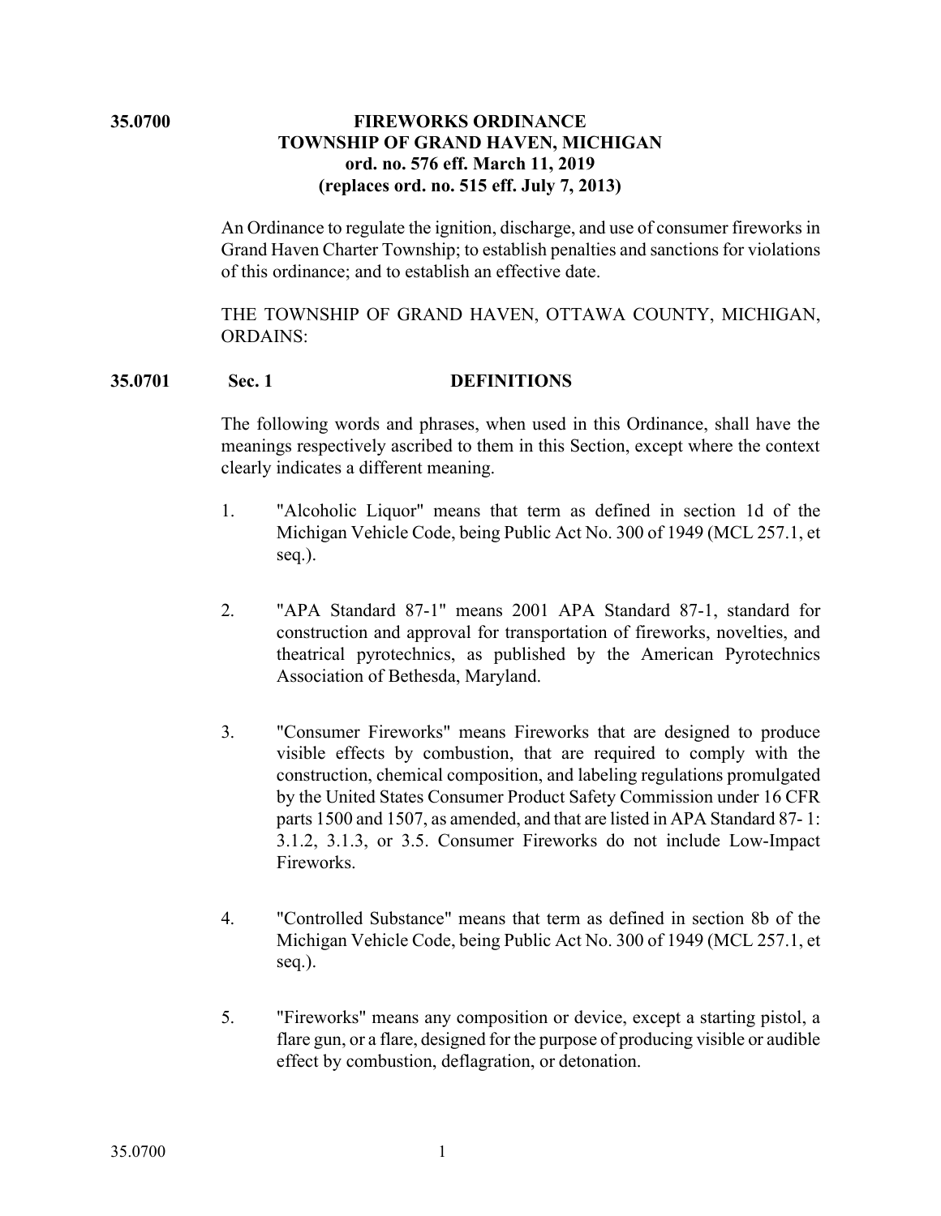**35.0700**

# FIREWORKS ORDINANCE
## TOWNSHIP OF GRAND HAVEN, MICHIGAN
**ord. no. 576 eff. March 11, 2019**
**(replaces ord. no. 515 eff. July 7, 2013)**

An Ordinance to regulate the ignition, discharge, and use of consumer fireworks in Grand Haven Charter Township; to establish penalties and sanctions for violations of this ordinance; and to establish an effective date.

THE TOWNSHIP OF GRAND HAVEN, OTTAWA COUNTY, MICHIGAN, ORDAINS:

## 35.0701 Sec. 1 DEFINITIONS

The following words and phrases, when used in this Ordinance, shall have the meanings respectively ascribed to them in this Section, except where the context clearly indicates a different meaning.

1. "Alcoholic Liquor" means that term as defined in section 1d of the Michigan Vehicle Code, being Public Act No. 300 of 1949 (MCL 257.1, et seq.).

2. "APA Standard 87-1" means 2001 APA Standard 87-1, standard for construction and approval for transportation of fireworks, novelties, and theatrical pyrotechnics, as published by the American Pyrotechnics Association of Bethesda, Maryland.

3. "Consumer Fireworks" means Fireworks that are designed to produce visible effects by combustion, that are required to comply with the construction, chemical composition, and labeling regulations promulgated by the United States Consumer Product Safety Commission under 16 CFR parts 1500 and 1507, as amended, and that are listed in APA Standard 87- 1: 3.1.2, 3.1.3, or 3.5. Consumer Fireworks do not include Low-Impact Fireworks.

4. "Controlled Substance" means that term as defined in section 8b of the Michigan Vehicle Code, being Public Act No. 300 of 1949 (MCL 257.1, et seq.).

5. "Fireworks" means any composition or device, except a starting pistol, a flare gun, or a flare, designed for the purpose of producing visible or audible effect by combustion, deflagration, or detonation.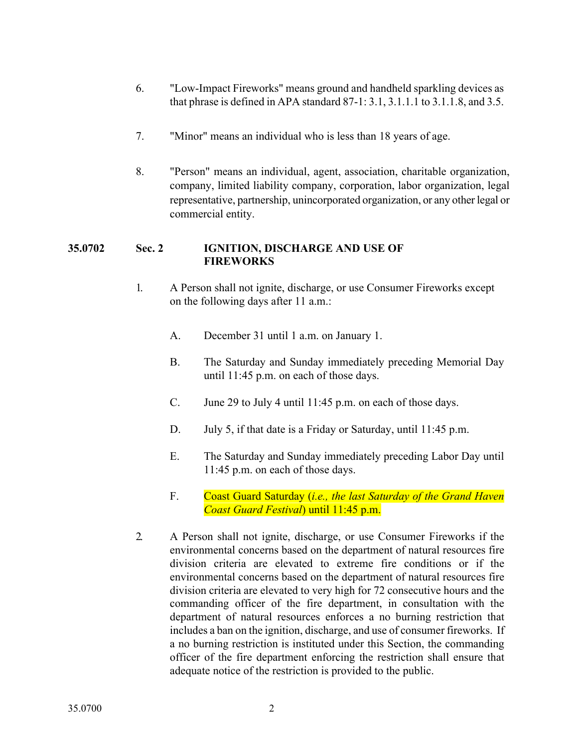6. "Low-Impact Fireworks" means ground and handheld sparkling devices as that phrase is defined in APA standard 87-1: 3.1, 3.1.1.1 to 3.1.1.8, and 3.5.

7. "Minor" means an individual who is less than 18 years of age.

8. "Person" means an individual, agent, association, charitable organization, company, limited liability company, corporation, labor organization, legal representative, partnership, unincorporated organization, or any other legal or commercial entity.

## 35.0702 Sec. 2 IGNITION, DISCHARGE AND USE OF FIREWORKS

1. A Person shall not ignite, discharge, or use Consumer Fireworks except on the following days after 11 a.m.:

   A. December 31 until 1 a.m. on January 1.

   B. The Saturday and Sunday immediately preceding Memorial Day until 11:45 p.m. on each of those days.

   C. June 29 to July 4 until 11:45 p.m. on each of those days.

   D. July 5, if that date is a Friday or Saturday, until 11:45 p.m.

   E. The Saturday and Sunday immediately preceding Labor Day until 11:45 p.m. on each of those days.

   F. Coast Guard Saturday (*i.e., the last Saturday of the Grand Haven Coast Guard Festival*) until 11:45 p.m.

2. A Person shall not ignite, discharge, or use Consumer Fireworks if the environmental concerns based on the department of natural resources fire division criteria are elevated to extreme fire conditions or if the environmental concerns based on the department of natural resources fire division criteria are elevated to very high for 72 consecutive hours and the commanding officer of the fire department, in consultation with the department of natural resources enforces a no burning restriction that includes a ban on the ignition, discharge, and use of consumer fireworks. If a no burning restriction is instituted under this Section, the commanding officer of the fire department enforcing the restriction shall ensure that adequate notice of the restriction is provided to the public.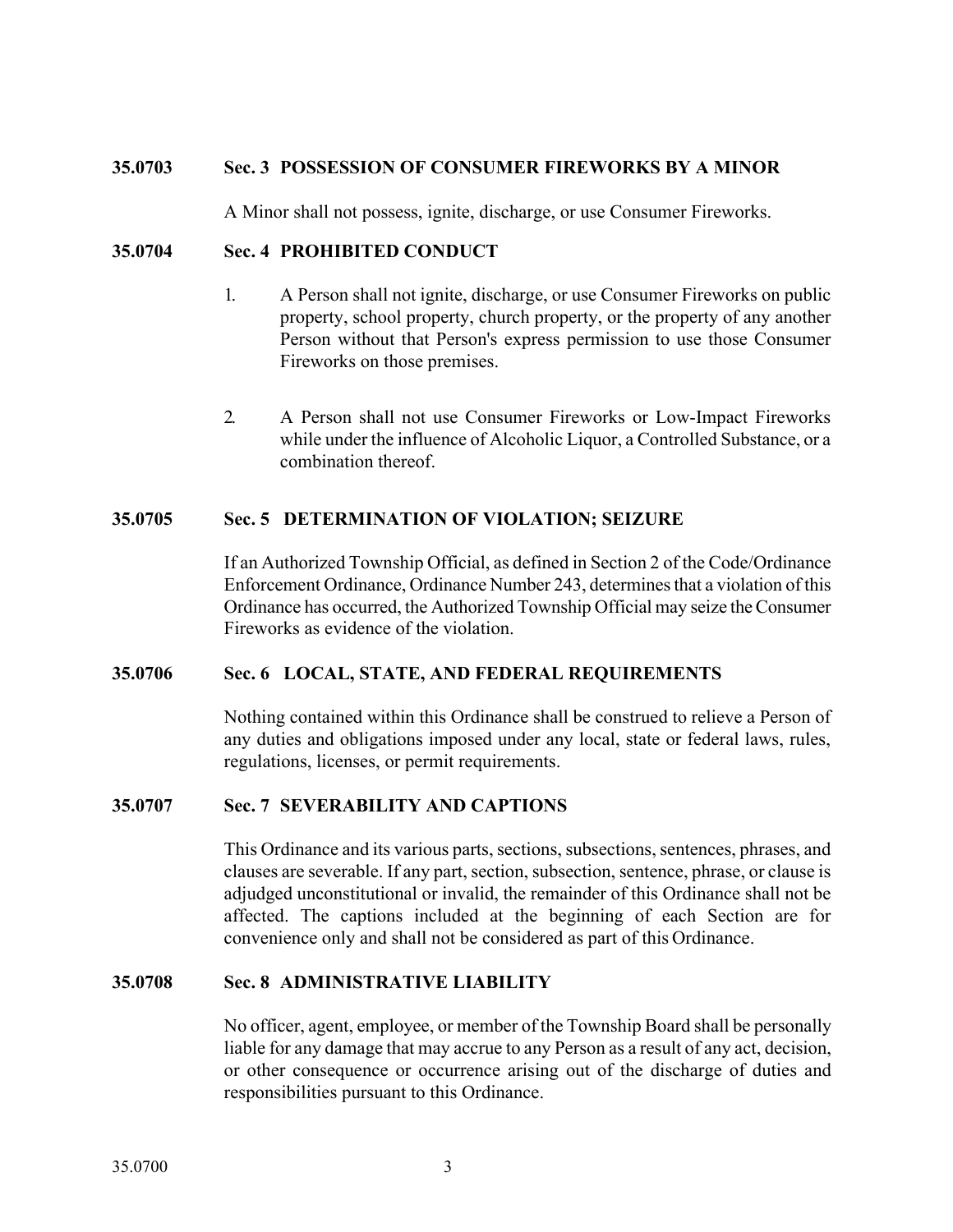### 35.0703 Sec. 3 POSSESSION OF CONSUMER FIREWORKS BY A MINOR

A Minor shall not possess, ignite, discharge, or use Consumer Fireworks.

### 35.0704 Sec. 4 PROHIBITED CONDUCT

1. A Person shall not ignite, discharge, or use Consumer Fireworks on public property, school property, church property, or the property of any another Person without that Person's express permission to use those Consumer Fireworks on those premises.

2. A Person shall not use Consumer Fireworks or Low-Impact Fireworks while under the influence of Alcoholic Liquor, a Controlled Substance, or a combination thereof.

### 35.0705 Sec. 5 DETERMINATION OF VIOLATION; SEIZURE

If an Authorized Township Official, as defined in Section 2 of the Code/Ordinance Enforcement Ordinance, Ordinance Number 243, determines that a violation of this Ordinance has occurred, the Authorized Township Official may seize the Consumer Fireworks as evidence of the violation.

### 35.0706 Sec. 6 LOCAL, STATE, AND FEDERAL REQUIREMENTS

Nothing contained within this Ordinance shall be construed to relieve a Person of any duties and obligations imposed under any local, state or federal laws, rules, regulations, licenses, or permit requirements.

### 35.0707 Sec. 7 SEVERABILITY AND CAPTIONS

This Ordinance and its various parts, sections, subsections, sentences, phrases, and clauses are severable. If any part, section, subsection, sentence, phrase, or clause is adjudged unconstitutional or invalid, the remainder of this Ordinance shall not be affected. The captions included at the beginning of each Section are for convenience only and shall not be considered as part of this Ordinance.

### 35.0708 Sec. 8 ADMINISTRATIVE LIABILITY

No officer, agent, employee, or member of the Township Board shall be personally liable for any damage that may accrue to any Person as a result of any act, decision, or other consequence or occurrence arising out of the discharge of duties and responsibilities pursuant to this Ordinance.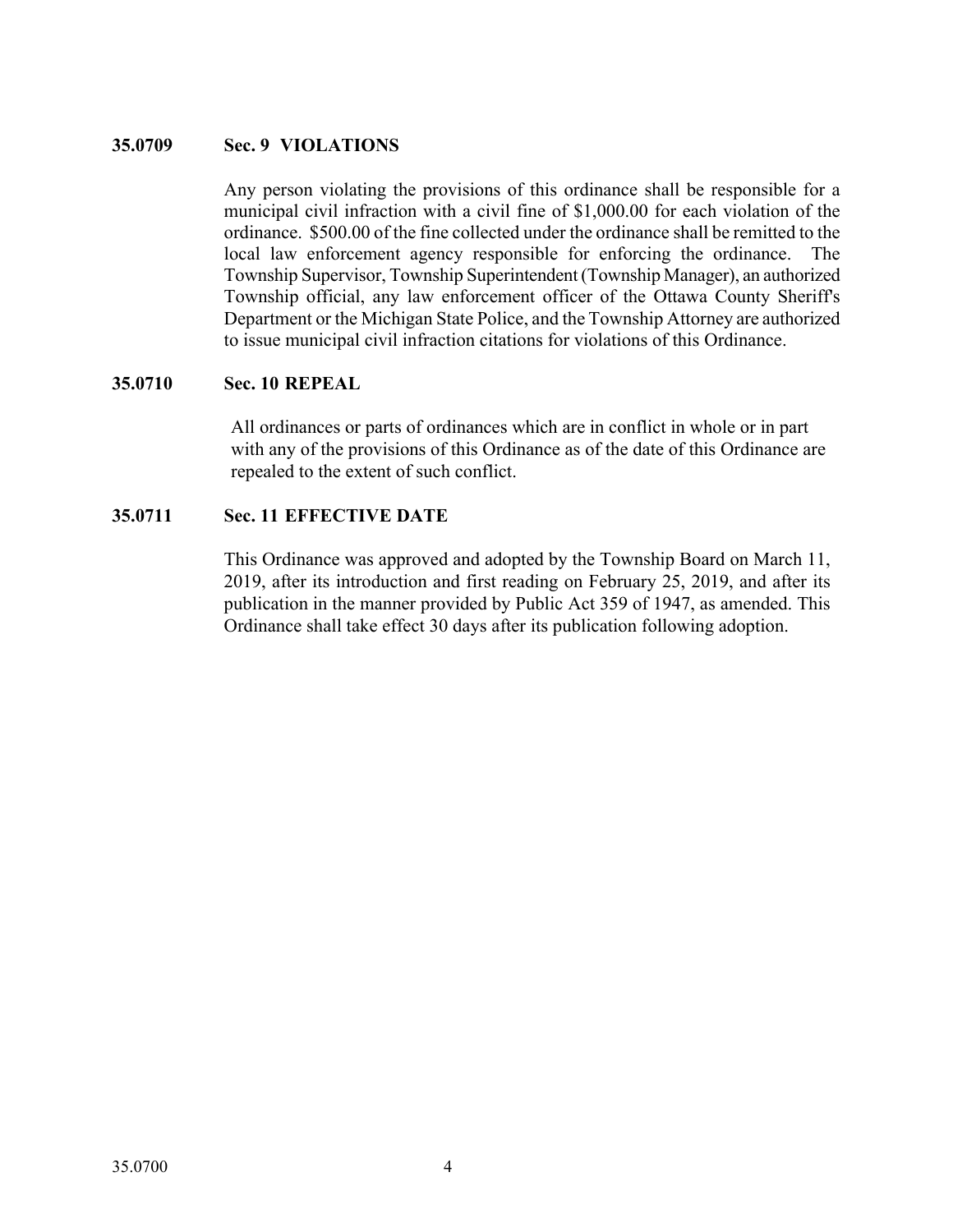**35.0709 Sec. 9 VIOLATIONS**

Any person violating the provisions of this ordinance shall be responsible for a municipal civil infraction with a civil fine of $1,000.00 for each violation of the ordinance. $500.00 of the fine collected under the ordinance shall be remitted to the local law enforcement agency responsible for enforcing the ordinance. The Township Supervisor, Township Superintendent (Township Manager), an authorized Township official, any law enforcement officer of the Ottawa County Sheriff's Department or the Michigan State Police, and the Township Attorney are authorized to issue municipal civil infraction citations for violations of this Ordinance.

**35.0710 Sec. 10 REPEAL**

All ordinances or parts of ordinances which are in conflict in whole or in part with any of the provisions of this Ordinance as of the date of this Ordinance are repealed to the extent of such conflict.

**35.0711 Sec. 11 EFFECTIVE DATE**

This Ordinance was approved and adopted by the Township Board on March 11, 2019, after its introduction and first reading on February 25, 2019, and after its publication in the manner provided by Public Act 359 of 1947, as amended. This Ordinance shall take effect 30 days after its publication following adoption.